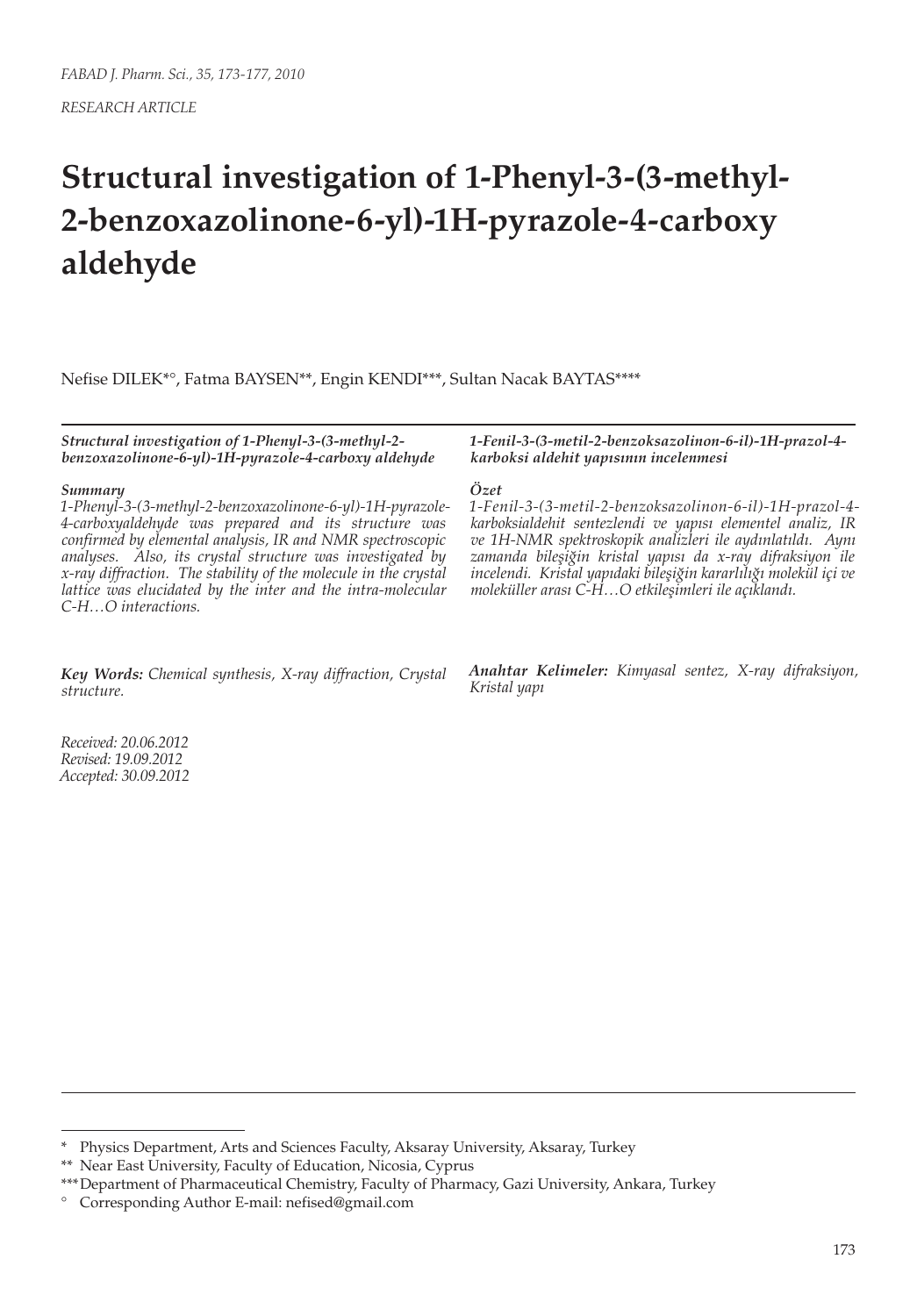*RESEARCH ARTICLE*

# Structural investigation of 1-Phenyl-3-(3-methyl-2-benzoxazolinone-6-yl)-1H-pyrazole-4-carboxy aldehyde

Nefise DILEK*°, Fatma BAYSEN**, Engin KENDI***, Sultan Nacak BAYTAS****

***Structural investigation of 1-Phenyl-3-(3-methyl-2-benzoxazolinone-6-yl)-1H-pyrazole-4-carboxy aldehyde***

***Summary***

*1-Phenyl-3-(3-methyl-2-benzoxazolinone-6-yl)-1H-pyrazole-4-carboxyaldehyde was prepared and its structure was confirmed by elemental analysis, IR and NMR spectroscopic analyses. Also, its crystal structure was investigated by x-ray diffraction. The stability of the molecule in the crystal lattice was elucidated by the inter and the intra-molecular C-H…O interactions.*

***Key Words:*** *Chemical synthesis, X-ray diffraction, Crystal structure.*

*Received: 20.06.2012*
*Revised: 19.09.2012*
*Accepted: 30.09.2012*

***1-Fenil-3-(3-metil-2-benzoksazolinon-6-il)-1H-prazol-4-karboksi aldehit yapısının incelenmesi***

***Özet***

*1-Fenil-3-(3-metil-2-benzoksazolinon-6-il)-1H-prazol-4-karboksialdehit sentezlendi ve yapısı elementel analiz, IR ve 1H-NMR spektroskopik analizleri ile aydınlatıldı. Aynı zamanda bileşiğin kristal yapısı da x-ray difraksiyon ile incelendi. Kristal yapıdaki bileşiğin kararlılığı molekül içi ve moleküller arası C-H…O etkileşimleri ile açıklandı.*

***Anahtar Kelimeler:*** *Kimyasal sentez, X-ray difraksiyon, Kristal yapı*

---

\* Physics Department, Arts and Sciences Faculty, Aksaray University, Aksaray, Turkey

\*\* Near East University, Faculty of Education, Nicosia, Cyprus

\*\*\* Department of Pharmaceutical Chemistry, Faculty of Pharmacy, Gazi University, Ankara, Turkey

° Corresponding Author E-mail: nefised@gmail.com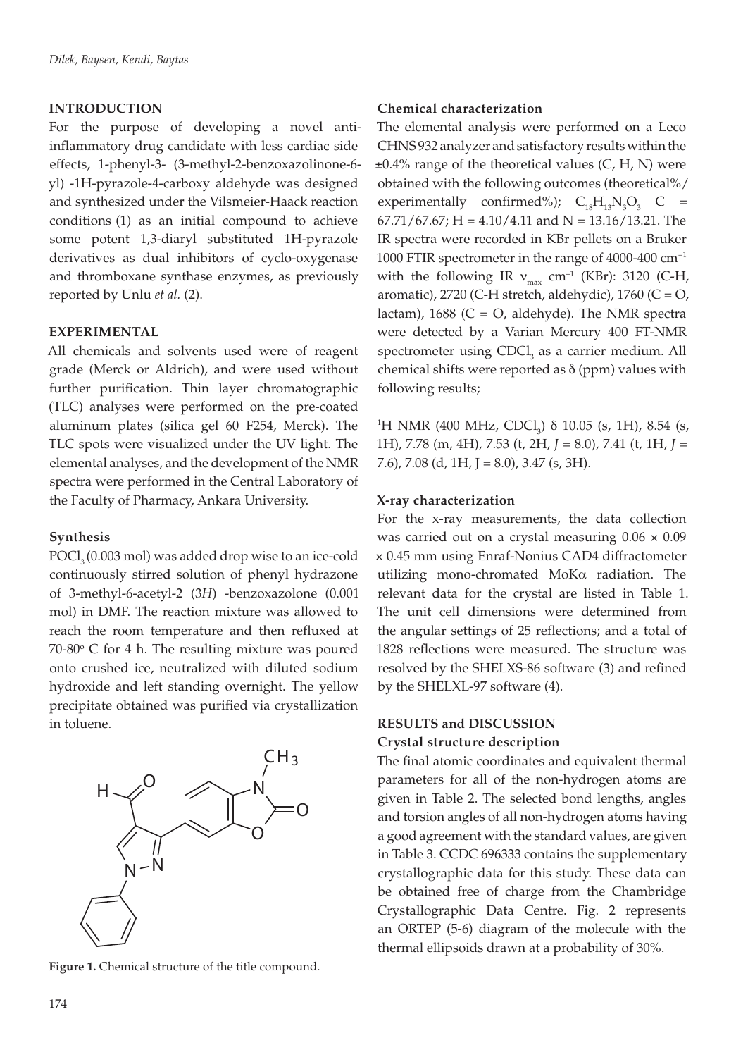## INTRODUCTION

For the purpose of developing a novel anti-inflammatory drug candidate with less cardiac side effects, 1-phenyl-3- (3-methyl-2-benzoxazolinone-6-yl) -1H-pyrazole-4-carboxy aldehyde was designed and synthesized under the Vilsmeier-Haack reaction conditions (1) as an initial compound to achieve some potent 1,3-diaryl substituted 1H-pyrazole derivatives as dual inhibitors of cyclo-oxygenase and thromboxane synthase enzymes, as previously reported by Unlu *et al.* (2).

## EXPERIMENTAL

All chemicals and solvents used were of reagent grade (Merck or Aldrich), and were used without further purification. Thin layer chromatographic (TLC) analyses were performed on the pre-coated aluminum plates (silica gel 60 F254, Merck). The TLC spots were visualized under the UV light. The elemental analyses, and the development of the NMR spectra were performed in the Central Laboratory of the Faculty of Pharmacy, Ankara University.

### Synthesis

$POCl_3$ (0.003 mol) was added drop wise to an ice-cold continuously stirred solution of phenyl hydrazone of 3-methyl-6-acetyl-2 (3*H*) -benzoxazolone (0.001 mol) in DMF. The reaction mixture was allowed to reach the room temperature and then refluxed at 70-80° C for 4 h. The resulting mixture was poured onto crushed ice, neutralized with diluted sodium hydroxide and left standing overnight. The yellow precipitate obtained was purified via crystallization in toluene.

**Figure 1.** Chemical structure of the title compound.

### Chemical characterization

The elemental analysis were performed on a Leco CHNS 932 analyzer and satisfactory results within the ±0.4% range of the theoretical values (C, H, N) were obtained with the following outcomes (theoretical%/experimentally confirmed%); $C_{18}H_{13}N_3O_3$ C = 67.71/67.67; H = 4.10/4.11 and N = 13.16/13.21. The IR spectra were recorded in KBr pellets on a Bruker 1000 FTIR spectrometer in the range of 4000-400 $cm^{-1}$ with the following IR $\nu_{max}$ $cm^{-1}$ (KBr): 3120 (C-H, aromatic), 2720 (C-H stretch, aldehydic), 1760 (C = O, lactam), 1688 (C = O, aldehyde). The NMR spectra were detected by a Varian Mercury 400 FT-NMR spectrometer using $CDCl_3$ as a carrier medium. All chemical shifts were reported as δ (ppm) values with following results;

$^1$H NMR (400 MHz, $CDCl_3$) δ 10.05 (s, 1H), 8.54 (s, 1H), 7.78 (m, 4H), 7.53 (t, 2H, *J* = 8.0), 7.41 (t, 1H, *J* = 7.6), 7.08 (d, 1H, J = 8.0), 3.47 (s, 3H).

### X-ray characterization

For the x-ray measurements, the data collection was carried out on a crystal measuring 0.06 × 0.09 × 0.45 mm using Enraf-Nonius CAD4 diffractometer utilizing mono-chromated MoKα radiation. The relevant data for the crystal are listed in Table 1. The unit cell dimensions were determined from the angular settings of 25 reflections; and a total of 1828 reflections were measured. The structure was resolved by the SHELXS-86 software (3) and refined by the SHELXL-97 software (4).

## RESULTS and DISCUSSION

### Crystal structure description

The final atomic coordinates and equivalent thermal parameters for all of the non-hydrogen atoms are given in Table 2. The selected bond lengths, angles and torsion angles of all non-hydrogen atoms having a good agreement with the standard values, are given in Table 3. CCDC 696333 contains the supplementary crystallographic data for this study. These data can be obtained free of charge from the Chambridge Crystallographic Data Centre. Fig. 2 represents an ORTEP (5-6) diagram of the molecule with the thermal ellipsoids drawn at a probability of 30%.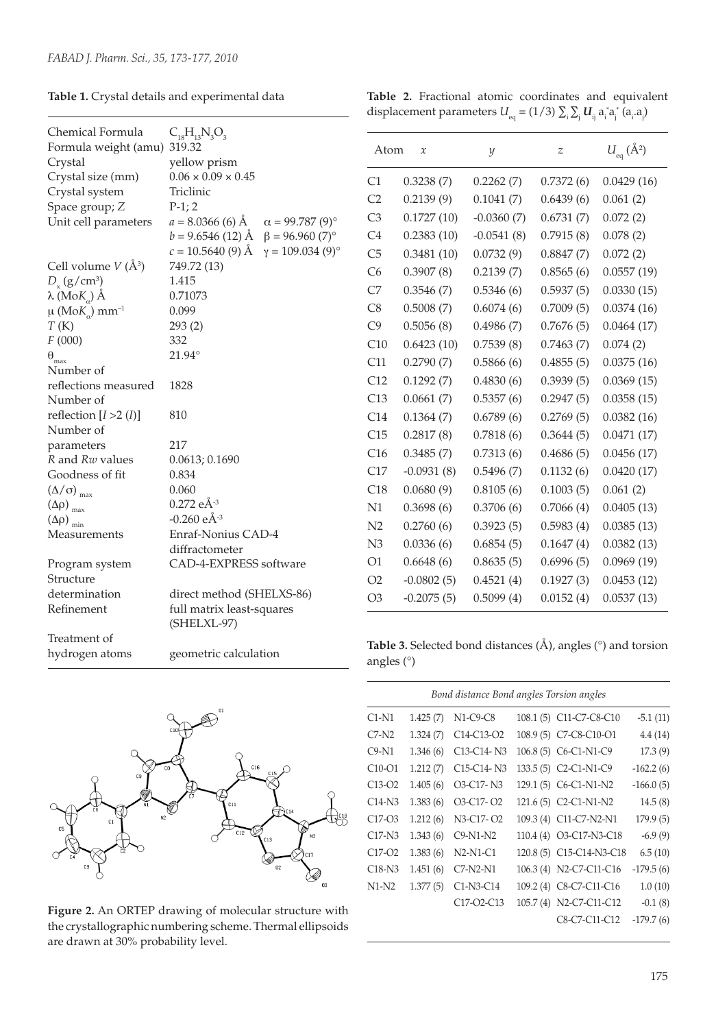**Table 1.** Crystal details and experimental data

| | |
|---|---|
| Chemical Formula | $C_{18}H_{13}N_3O_3$ |
| Formula weight (amu) | 319.32 |
| Crystal | yellow prism |
| Crystal size (mm) | 0.06 × 0.09 × 0.45 |
| Crystal system | Triclinic |
| Space group; $Z$ | P-1; 2 |
| Unit cell parameters | $a$ = 8.0366 (6) Å  $\alpha$ = 99.787 (9)° |
| | $b$ = 9.6546 (12) Å  $\beta$ = 96.960 (7)° |
| | $c$ = 10.5640 (9) Å  $\gamma$ = 109.034 (9)° |
| Cell volume $V$ (Å$^3$) | 749.72 (13) |
| $D_x$ (g/cm$^3$) | 1.415 |
| $\lambda$ (Mo$K_\alpha$) Å | 0.71073 |
| $\mu$ (Mo$K_\alpha$) mm$^{-1}$ | 0.099 |
| $T$ (K) | 293 (2) |
| $F$ (000) | 332 |
| $\theta_{max}$ | 21.94° |
| Number of reflections measured | 1828 |
| Number of reflection [$I$ >2 ($I$)] | 810 |
| Number of parameters | 217 |
| $R$ and $Rw$ values | 0.0613; 0.1690 |
| Goodness of fit | 0.834 |
| $(\Delta/\sigma)_{max}$ | 0.060 |
| $(\Delta\rho)_{max}$ | 0.272 eÅ$^{-3}$ |
| $(\Delta\rho)_{min}$ | -0.260 eÅ$^{-3}$ |
| Measurements | Enraf-Nonius CAD-4 diffractometer |
| Program system | CAD-4-EXPRESS software |
| Structure determination | direct method (SHELXS-86) |
| Refinement | full matrix least-squares (SHELXL-97) |
| Treatment of hydrogen atoms | geometric calculation |

**Figure 2.** An ORTEP drawing of molecular structure with the crystallographic numbering scheme. Thermal ellipsoids are drawn at 30% probability level.

**Table 2.** Fractional atomic coordinates and equivalent displacement parameters $U_{eq} = (1/3) \sum_i \sum_j U_{ij} a_i^* a_j^* (a_i.a_j)$

| Atom | $x$ | $y$ | $z$ | $U_{eq}$ (Å$^2$) |
|---|---|---|---|---|
| C1 | 0.3238 (7) | 0.2262 (7) | 0.7372 (6) | 0.0429 (16) |
| C2 | 0.2139 (9) | 0.1041 (7) | 0.6439 (6) | 0.061 (2) |
| C3 | 0.1727 (10) | -0.0360 (7) | 0.6731 (7) | 0.072 (2) |
| C4 | 0.2383 (10) | -0.0541 (8) | 0.7915 (8) | 0.078 (2) |
| C5 | 0.3481 (10) | 0.0732 (9) | 0.8847 (7) | 0.072 (2) |
| C6 | 0.3907 (8) | 0.2139 (7) | 0.8565 (6) | 0.0557 (19) |
| C7 | 0.3546 (7) | 0.5346 (6) | 0.5937 (5) | 0.0330 (15) |
| C8 | 0.5008 (7) | 0.6074 (6) | 0.7009 (5) | 0.0374 (16) |
| C9 | 0.5056 (8) | 0.4986 (7) | 0.7676 (5) | 0.0464 (17) |
| C10 | 0.6423 (10) | 0.7539 (8) | 0.7463 (7) | 0.074 (2) |
| C11 | 0.2790 (7) | 0.5866 (6) | 0.4855 (5) | 0.0375 (16) |
| C12 | 0.1292 (7) | 0.4830 (6) | 0.3939 (5) | 0.0369 (15) |
| C13 | 0.0661 (7) | 0.5357 (6) | 0.2947 (5) | 0.0358 (15) |
| C14 | 0.1364 (7) | 0.6789 (6) | 0.2769 (5) | 0.0382 (16) |
| C15 | 0.2817 (8) | 0.7818 (6) | 0.3644 (5) | 0.0471 (17) |
| C16 | 0.3485 (7) | 0.7313 (6) | 0.4686 (5) | 0.0456 (17) |
| C17 | -0.0931 (8) | 0.5496 (7) | 0.1132 (6) | 0.0420 (17) |
| C18 | 0.0680 (9) | 0.8105 (6) | 0.1003 (5) | 0.061 (2) |
| N1 | 0.3698 (6) | 0.3706 (6) | 0.7066 (4) | 0.0405 (13) |
| N2 | 0.2760 (6) | 0.3922 (5) | 0.5983 (4) | 0.0385 (13) |
| N3 | 0.0336 (6) | 0.6854 (5) | 0.1647 (4) | 0.0382 (13) |
| O1 | 0.6648 (6) | 0.8635 (5) | 0.6996 (5) | 0.0969 (19) |
| O2 | -0.0802 (5) | 0.4521 (4) | 0.1927 (3) | 0.0453 (12) |
| O3 | -0.2075 (5) | 0.5099 (4) | 0.0152 (4) | 0.0537 (13) |

**Table 3.** Selected bond distances (Å), angles (°) and torsion angles (°)

| Bond distance | | Bond angles | | Torsion angles | |
|---|---|---|---|---|---|
| C1-N1 | 1.425 (7) | N1-C9-C8 | 108.1 (5) | C11-C7-C8-C10 | -5.1 (11) |
| C7-N2 | 1.324 (7) | C14-C13-O2 | 108.9 (5) | C7-C8-C10-O1 | 4.4 (14) |
| C9-N1 | 1.346 (6) | C13-C14- N3 | 106.8 (5) | C6-C1-N1-C9 | 17.3 (9) |
| C10-O1 | 1.212 (7) | C15-C14- N3 | 133.5 (5) | C2-C1-N1-C9 | -162.2 (6) |
| C13-O2 | 1.405 (6) | O3-C17- N3 | 129.1 (5) | C6-C1-N1-N2 | -166.0 (5) |
| C14-N3 | 1.383 (6) | O3-C17- O2 | 121.6 (5) | C2-C1-N1-N2 | 14.5 (8) |
| C17-O3 | 1.212 (6) | N3-C17- O2 | 109.3 (4) | C11-C7-N2-N1 | 179.9 (5) |
| C17-N3 | 1.343 (6) | C9-N1-N2 | 110.4 (4) | O3-C17-N3-C18 | -6.9 (9) |
| C17-O2 | 1.383 (6) | N2-N1-C1 | 120.8 (5) | C15-C14-N3-C18 | 6.5 (10) |
| C18-N3 | 1.451 (6) | C7-N2-N1 | 106.3 (4) | N2-C7-C11-C16 | -179.5 (6) |
| N1-N2 | 1.377 (5) | C1-N3-C14 | 109.2 (4) | C8-C7-C11-C16 | 1.0 (10) |
| | | C17-O2-C13 | 105.7 (4) | N2-C7-C11-C12 | -0.1 (8) |
| | | | | C8-C7-C11-C12 | -179.7 (6) |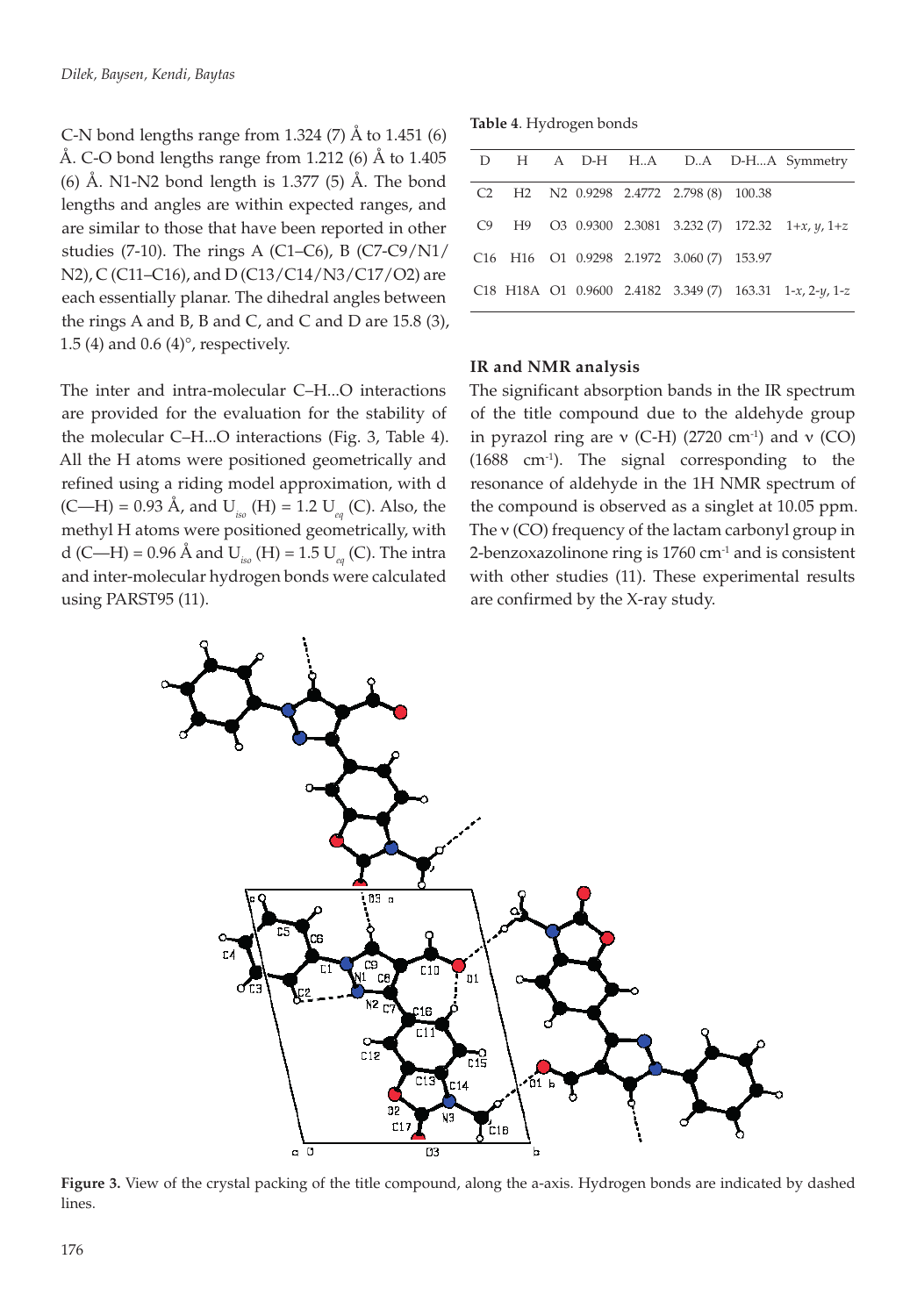C-N bond lengths range from 1.324 (7) Å to 1.451 (6) Å. C-O bond lengths range from 1.212 (6) Å to 1.405 (6) Å. N1-N2 bond length is 1.377 (5) Å. The bond lengths and angles are within expected ranges, and are similar to those that have been reported in other studies (7-10). The rings A (C1–C6), B (C7-C9/N1/N2), C (C11–C16), and D (C13/C14/N3/C17/O2) are each essentially planar. The dihedral angles between the rings A and B, B and C, and C and D are 15.8 (3), 1.5 (4) and 0.6 (4)°, respectively.

The inter and intra-molecular C–H...O interactions are provided for the evaluation for the stability of the molecular C–H...O interactions (Fig. 3, Table 4). All the H atoms were positioned geometrically and refined using a riding model approximation, with d (C—H) = 0.93 Å, and $U_{iso}$ (H) = 1.2 $U_{eq}$ (C). Also, the methyl H atoms were positioned geometrically, with d (C—H) = 0.96 Å and $U_{iso}$ (H) = 1.5 $U_{eq}$ (C). The intra and inter-molecular hydrogen bonds were calculated using PARST95 (11).

**Table 4**. Hydrogen bonds

| D | H | A | D-H | H..A | D..A | D-H...A | Symmetry |
|---|---|---|---|---|---|---|---|
| C2 | H2 | N2 | 0.9298 | 2.4772 | 2.798 (8) | 100.38 | |
| C9 | H9 | O3 | 0.9300 | 2.3081 | 3.232 (7) | 172.32 | 1+*x*, *y*, 1+*z* |
| C16 | H16 | O1 | 0.9298 | 2.1972 | 3.060 (7) | 153.97 | |
| C18 | H18A | O1 | 0.9600 | 2.4182 | 3.349 (7) | 163.31 | 1-*x*, 2-*y*, 1-*z* |

### IR and NMR analysis

The significant absorption bands in the IR spectrum of the title compound due to the aldehyde group in pyrazol ring are ν (C-H) (2720 cm$^{-1}$) and ν (CO) (1688 cm$^{-1}$). The signal corresponding to the resonance of aldehyde in the 1H NMR spectrum of the compound is observed as a singlet at 10.05 ppm. The ν (CO) frequency of the lactam carbonyl group in 2-benzoxazolinone ring is 1760 cm$^{-1}$ and is consistent with other studies (11). These experimental results are confirmed by the X-ray study.

**Figure 3.** View of the crystal packing of the title compound, along the a-axis. Hydrogen bonds are indicated by dashed lines.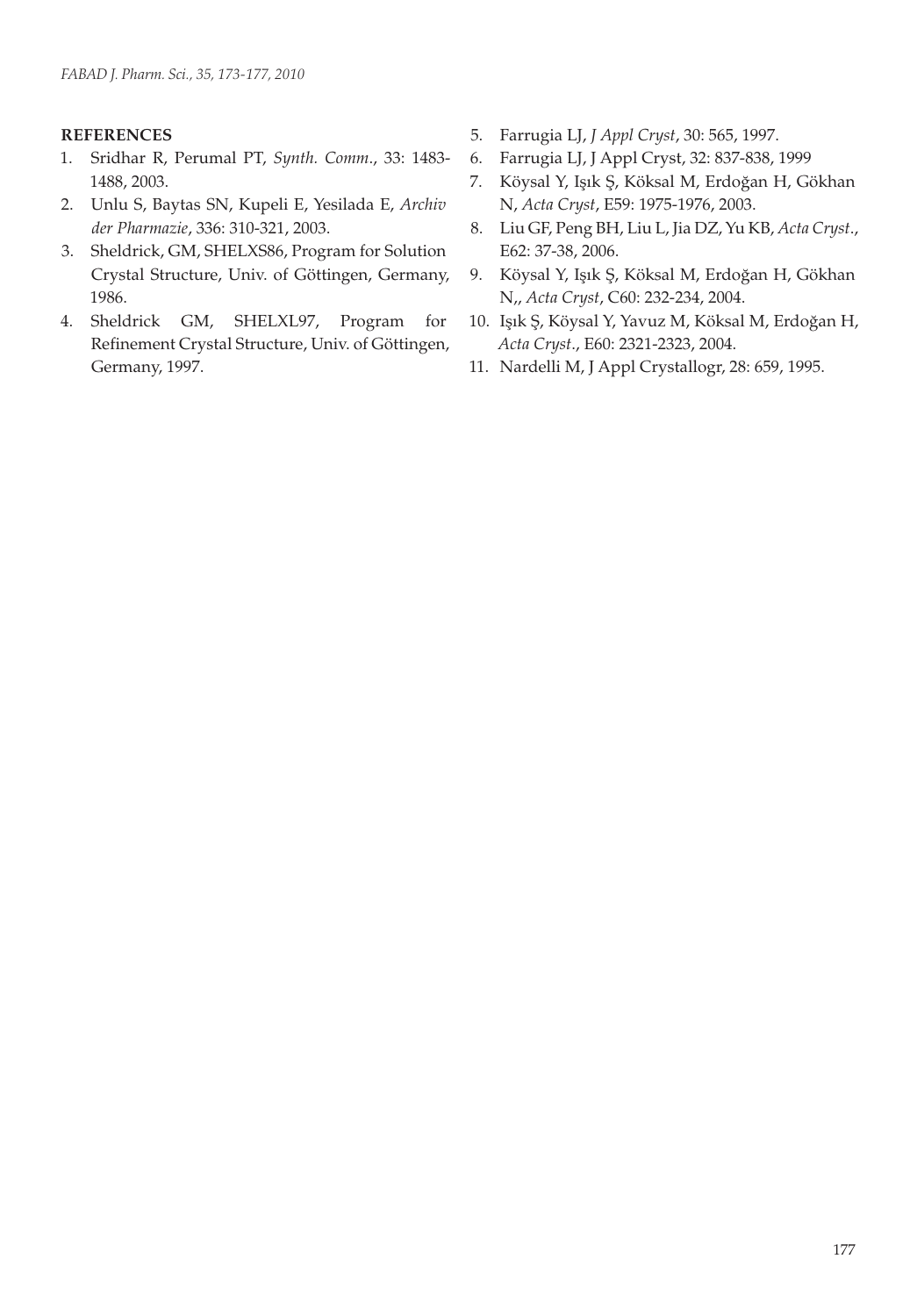## REFERENCES

1. Sridhar R, Perumal PT, *Synth. Comm*., 33: 1483-1488, 2003.
2. Unlu S, Baytas SN, Kupeli E, Yesilada E, *Archiv der Pharmazie*, 336: 310-321, 2003.
3. Sheldrick, GM, SHELXS86, Program for Solution Crystal Structure, Univ. of Göttingen, Germany, 1986.
4. Sheldrick GM, SHELXL97, Program for Refinement Crystal Structure, Univ. of Göttingen, Germany, 1997.
5. Farrugia LJ, *J Appl Cryst*, 30: 565, 1997.
6. Farrugia LJ, J Appl Cryst, 32: 837-838, 1999
7. Köysal Y, Işık Ş, Köksal M, Erdoğan H, Gökhan N, *Acta Cryst*, E59: 1975-1976, 2003.
8. Liu GF, Peng BH, Liu L, Jia DZ, Yu KB, *Acta Cryst*., E62: 37-38, 2006.
9. Köysal Y, Işık Ş, Köksal M, Erdoğan H, Gökhan N,, *Acta Cryst*, C60: 232-234, 2004.
10. Işık Ş, Köysal Y, Yavuz M, Köksal M, Erdoğan H, *Acta Cryst*., E60: 2321-2323, 2004.
11. Nardelli M, J Appl Crystallogr, 28: 659, 1995.